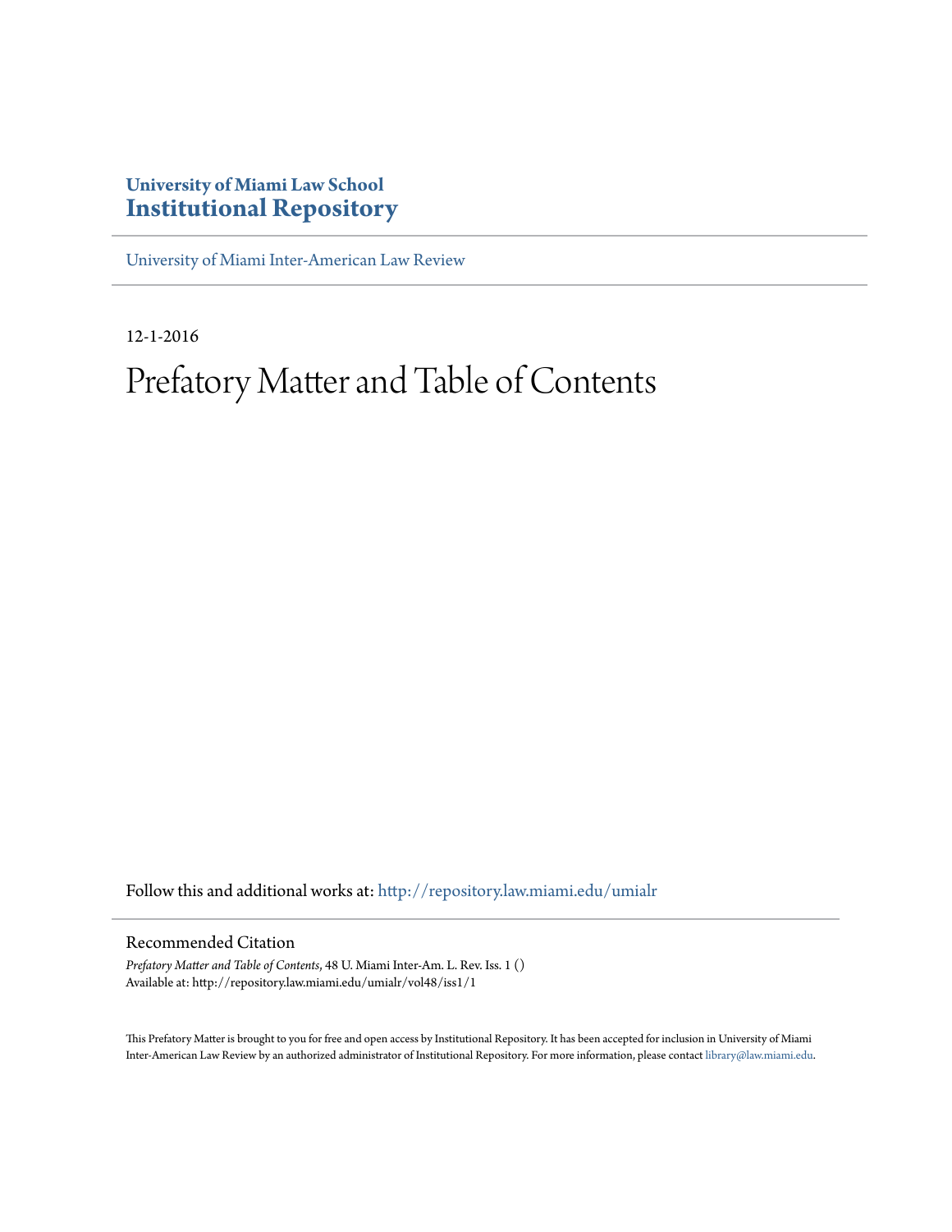# University of Miami Law School
# Institutional Repository

University of Miami Inter-American Law Review

12-1-2016

# Prefatory Matter and Table of Contents

Follow this and additional works at: http://repository.law.miami.edu/umialr

## Recommended Citation

*Prefatory Matter and Table of Contents*, 48 U. Miami Inter-Am. L. Rev. Iss. 1 ()
Available at: http://repository.law.miami.edu/umialr/vol48/iss1/1

This Prefatory Matter is brought to you for free and open access by Institutional Repository. It has been accepted for inclusion in University of Miami Inter-American Law Review by an authorized administrator of Institutional Repository. For more information, please contact library@law.miami.edu.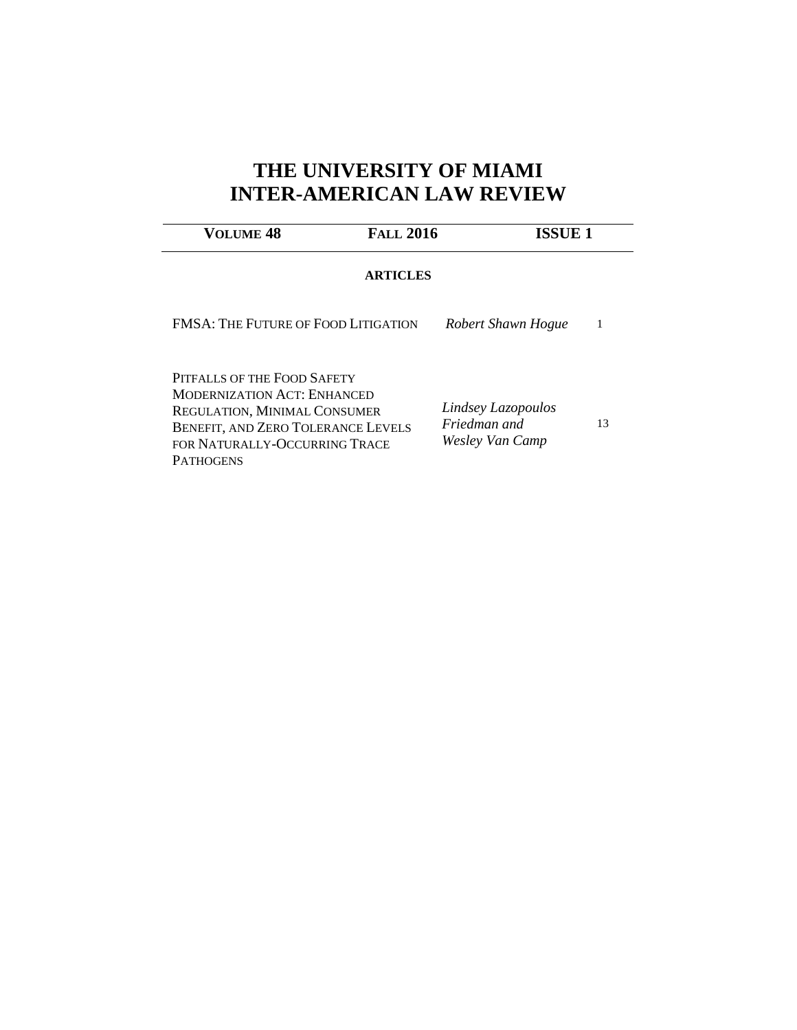# THE UNIVERSITY OF MIAMI INTER-AMERICAN LAW REVIEW

| VOLUME 48 | FALL 2016 | ISSUE 1 |
| --- | --- | --- |

## ARTICLES

| | | |
| --- | --- | --- |
| FMSA: THE FUTURE OF FOOD LITIGATION | *Robert Shawn Hogue* | 1 |
| PITFALLS OF THE FOOD SAFETY MODERNIZATION ACT: ENHANCED REGULATION, MINIMAL CONSUMER BENEFIT, AND ZERO TOLERANCE LEVELS FOR NATURALLY-OCCURRING TRACE PATHOGENS | *Lindsey Lazopoulos Friedman and Wesley Van Camp* | 13 |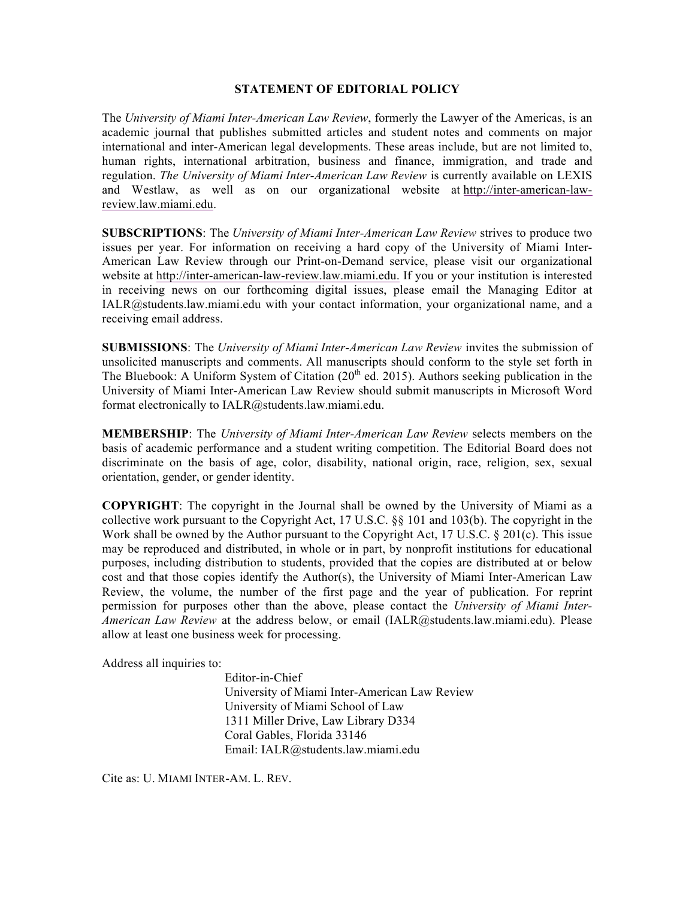## STATEMENT OF EDITORIAL POLICY

The *University of Miami Inter-American Law Review*, formerly the Lawyer of the Americas, is an academic journal that publishes submitted articles and student notes and comments on major international and inter-American legal developments. These areas include, but are not limited to, human rights, international arbitration, business and finance, immigration, and trade and regulation. *The University of Miami Inter-American Law Review* is currently available on LEXIS and Westlaw, as well as on our organizational website at http://inter-american-law-review.law.miami.edu.

**SUBSCRIPTIONS**: The *University of Miami Inter-American Law Review* strives to produce two issues per year. For information on receiving a hard copy of the University of Miami Inter-American Law Review through our Print-on-Demand service, please visit our organizational website at http://inter-american-law-review.law.miami.edu. If you or your institution is interested in receiving news on our forthcoming digital issues, please email the Managing Editor at IALR@students.law.miami.edu with your contact information, your organizational name, and a receiving email address.

**SUBMISSIONS**: The *University of Miami Inter-American Law Review* invites the submission of unsolicited manuscripts and comments. All manuscripts should conform to the style set forth in The Bluebook: A Uniform System of Citation (20th ed. 2015). Authors seeking publication in the University of Miami Inter-American Law Review should submit manuscripts in Microsoft Word format electronically to IALR@students.law.miami.edu.

**MEMBERSHIP**: The *University of Miami Inter-American Law Review* selects members on the basis of academic performance and a student writing competition. The Editorial Board does not discriminate on the basis of age, color, disability, national origin, race, religion, sex, sexual orientation, gender, or gender identity.

**COPYRIGHT**: The copyright in the Journal shall be owned by the University of Miami as a collective work pursuant to the Copyright Act, 17 U.S.C. §§ 101 and 103(b). The copyright in the Work shall be owned by the Author pursuant to the Copyright Act, 17 U.S.C. § 201(c). This issue may be reproduced and distributed, in whole or in part, by nonprofit institutions for educational purposes, including distribution to students, provided that the copies are distributed at or below cost and that those copies identify the Author(s), the University of Miami Inter-American Law Review, the volume, the number of the first page and the year of publication. For reprint permission for purposes other than the above, please contact the *University of Miami Inter-American Law Review* at the address below, or email (IALR@students.law.miami.edu). Please allow at least one business week for processing.

Address all inquiries to:

Editor-in-Chief
University of Miami Inter-American Law Review
University of Miami School of Law
1311 Miller Drive, Law Library D334
Coral Gables, Florida 33146
Email: IALR@students.law.miami.edu

Cite as: U. MIAMI INTER-AM. L. REV.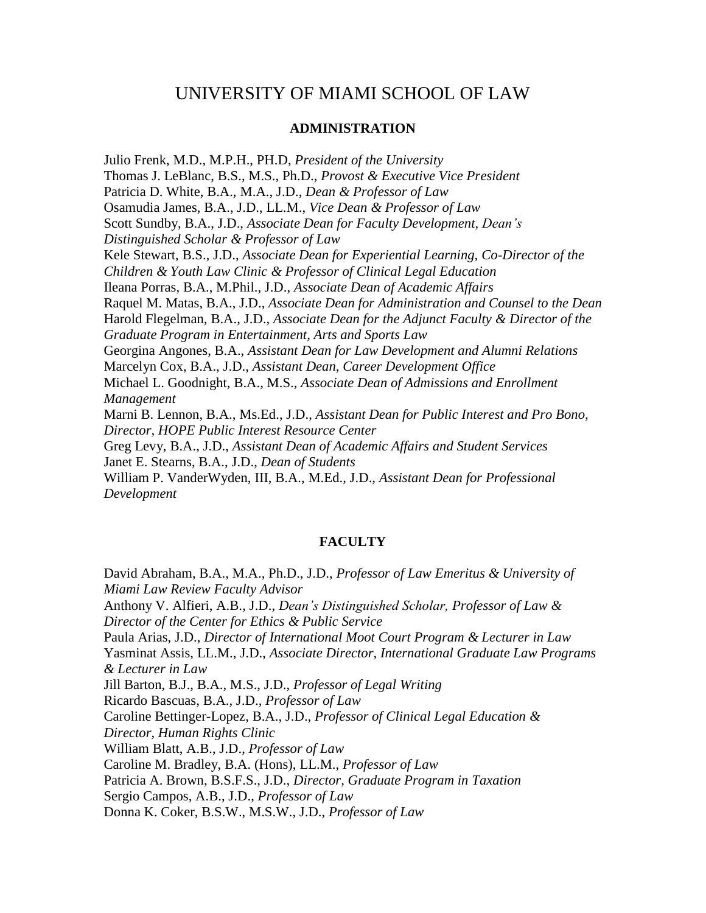# UNIVERSITY OF MIAMI SCHOOL OF LAW

## ADMINISTRATION

Julio Frenk, M.D., M.P.H., PH.D, *President of the University*
Thomas J. LeBlanc, B.S., M.S., Ph.D., *Provost & Executive Vice President*
Patricia D. White, B.A., M.A., J.D., *Dean & Professor of Law*
Osamudia James, B.A., J.D., LL.M., *Vice Dean & Professor of Law*
Scott Sundby, B.A., J.D., *Associate Dean for Faculty Development, Dean's Distinguished Scholar & Professor of Law*
Kele Stewart, B.S., J.D., *Associate Dean for Experiential Learning, Co-Director of the Children & Youth Law Clinic & Professor of Clinical Legal Education*
Ileana Porras, B.A., M.Phil., J.D., *Associate Dean of Academic Affairs*
Raquel M. Matas, B.A., J.D., *Associate Dean for Administration and Counsel to the Dean*
Harold Flegelman, B.A., J.D., *Associate Dean for the Adjunct Faculty & Director of the Graduate Program in Entertainment, Arts and Sports Law*
Georgina Angones, B.A., *Assistant Dean for Law Development and Alumni Relations*
Marcelyn Cox, B.A., J.D., *Assistant Dean, Career Development Office*
Michael L. Goodnight, B.A., M.S., *Associate Dean of Admissions and Enrollment Management*
Marni B. Lennon, B.A., Ms.Ed., J.D., *Assistant Dean for Public Interest and Pro Bono, Director, HOPE Public Interest Resource Center*
Greg Levy, B.A., J.D., *Assistant Dean of Academic Affairs and Student Services*
Janet E. Stearns, B.A., J.D., *Dean of Students*
William P. VanderWyden, III, B.A., M.Ed., J.D., *Assistant Dean for Professional Development*

## FACULTY

David Abraham, B.A., M.A., Ph.D., J.D., *Professor of Law Emeritus & University of Miami Law Review Faculty Advisor*
Anthony V. Alfieri, A.B., J.D., *Dean's Distinguished Scholar, Professor of Law & Director of the Center for Ethics & Public Service*
Paula Arias, J.D., *Director of International Moot Court Program & Lecturer in Law*
Yasminat Assis, LL.M., J.D., *Associate Director, International Graduate Law Programs & Lecturer in Law*
Jill Barton, B.J., B.A., M.S., J.D., *Professor of Legal Writing*
Ricardo Bascuas, B.A., J.D., *Professor of Law*
Caroline Bettinger-Lopez, B.A., J.D., *Professor of Clinical Legal Education & Director, Human Rights Clinic*
William Blatt, A.B., J.D., *Professor of Law*
Caroline M. Bradley, B.A. (Hons), LL.M., *Professor of Law*
Patricia A. Brown, B.S.F.S., J.D., *Director, Graduate Program in Taxation*
Sergio Campos, A.B., J.D., *Professor of Law*
Donna K. Coker, B.S.W., M.S.W., J.D., *Professor of Law*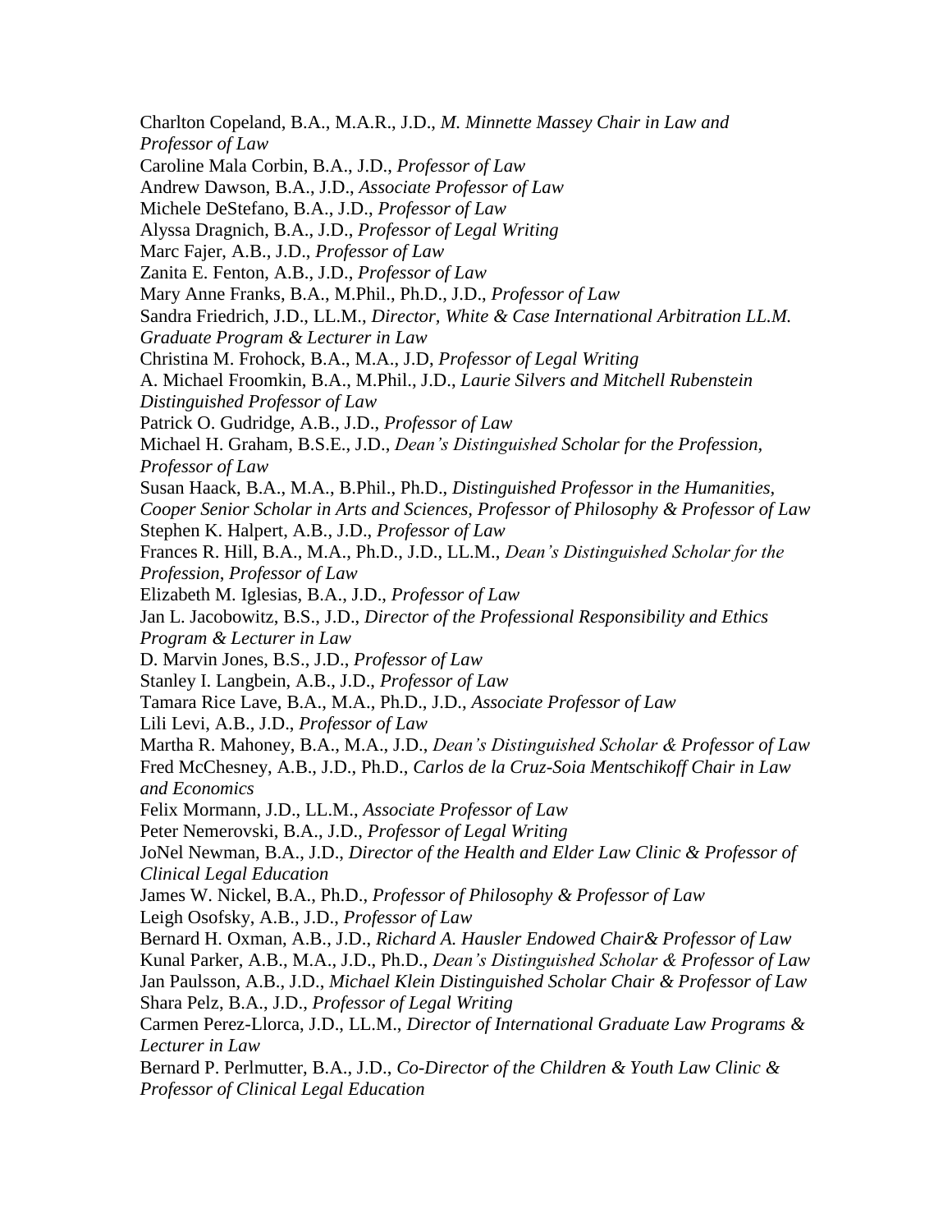Charlton Copeland, B.A., M.A.R., J.D., *M. Minnette Massey Chair in Law and Professor of Law*  
Caroline Mala Corbin, B.A., J.D., *Professor of Law*  
Andrew Dawson, B.A., J.D., *Associate Professor of Law*  
Michele DeStefano, B.A., J.D., *Professor of Law*  
Alyssa Dragnich, B.A., J.D., *Professor of Legal Writing*  
Marc Fajer, A.B., J.D., *Professor of Law*  
Zanita E. Fenton, A.B., J.D., *Professor of Law*  
Mary Anne Franks, B.A., M.Phil., Ph.D., J.D., *Professor of Law*  
Sandra Friedrich, J.D., LL.M., *Director, White & Case International Arbitration LL.M. Graduate Program & Lecturer in Law*  
Christina M. Frohock, B.A., M.A., J.D, *Professor of Legal Writing*  
A. Michael Froomkin, B.A., M.Phil., J.D., *Laurie Silvers and Mitchell Rubenstein Distinguished Professor of Law*  
Patrick O. Gudridge, A.B., J.D., *Professor of Law*  
Michael H. Graham, B.S.E., J.D., *Dean's Distinguished Scholar for the Profession, Professor of Law*  
Susan Haack, B.A., M.A., B.Phil., Ph.D., *Distinguished Professor in the Humanities, Cooper Senior Scholar in Arts and Sciences, Professor of Philosophy & Professor of Law*  
Stephen K. Halpert, A.B., J.D., *Professor of Law*  
Frances R. Hill, B.A., M.A., Ph.D., J.D., LL.M., *Dean's Distinguished Scholar for the Profession*, *Professor of Law*  
Elizabeth M. Iglesias, B.A., J.D., *Professor of Law*  
Jan L. Jacobowitz, B.S., J.D., *Director of the Professional Responsibility and Ethics Program & Lecturer in Law*  
D. Marvin Jones, B.S., J.D., *Professor of Law*  
Stanley I. Langbein, A.B., J.D., *Professor of Law*  
Tamara Rice Lave, B.A., M.A., Ph.D., J.D., *Associate Professor of Law*  
Lili Levi, A.B., J.D., *Professor of Law*  
Martha R. Mahoney, B.A., M.A., J.D., *Dean's Distinguished Scholar & Professor of Law*  
Fred McChesney, A.B., J.D., Ph.D., *Carlos de la Cruz-Soia Mentschikoff Chair in Law and Economics*  
Felix Mormann, J.D., LL.M., *Associate Professor of Law*  
Peter Nemerovski, B.A., J.D., *Professor of Legal Writing*  
JoNel Newman, B.A., J.D., *Director of the Health and Elder Law Clinic & Professor of Clinical Legal Education*  
James W. Nickel, B.A., Ph.D., *Professor of Philosophy & Professor of Law*  
Leigh Osofsky, A.B., J.D., *Professor of Law*  
Bernard H. Oxman, A.B., J.D., *Richard A. Hausler Endowed Chair& Professor of Law*  
Kunal Parker, A.B., M.A., J.D., Ph.D., *Dean's Distinguished Scholar & Professor of Law*  
Jan Paulsson, A.B., J.D., *Michael Klein Distinguished Scholar Chair & Professor of Law*  
Shara Pelz, B.A., J.D., *Professor of Legal Writing*  
Carmen Perez-Llorca, J.D., LL.M., *Director of International Graduate Law Programs & Lecturer in Law*  
Bernard P. Perlmutter, B.A., J.D., *Co-Director of the Children & Youth Law Clinic & Professor of Clinical Legal Education*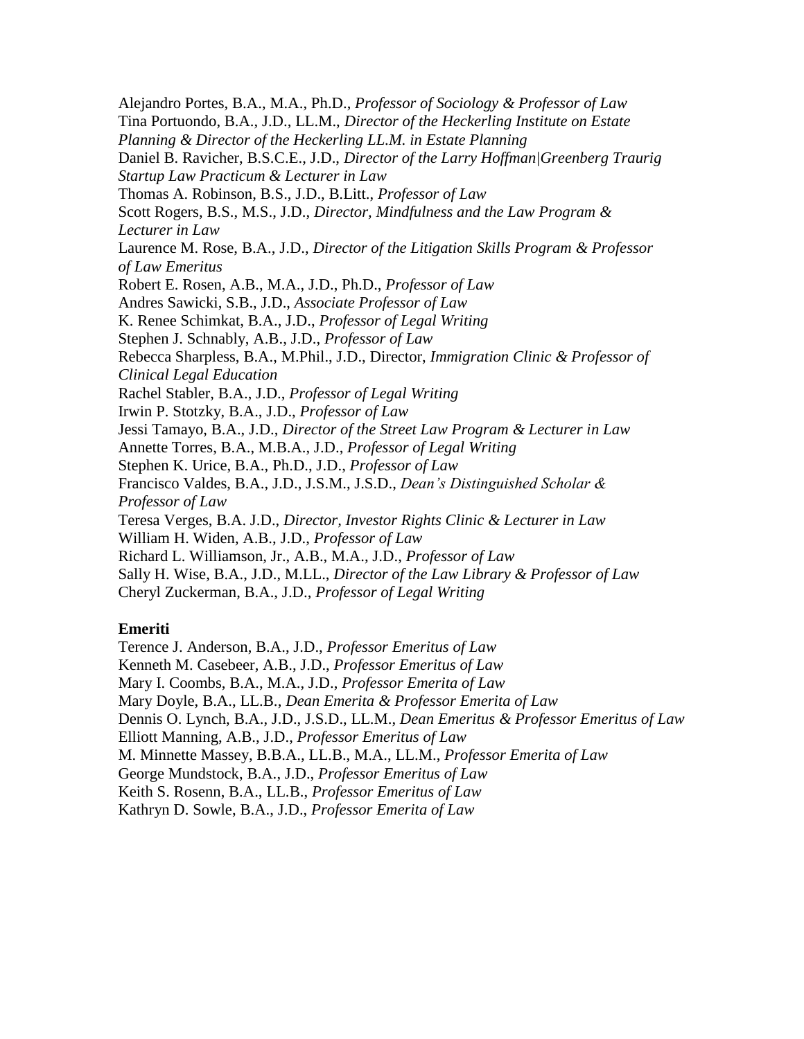Alejandro Portes, B.A., M.A., Ph.D., *Professor of Sociology & Professor of Law*
Tina Portuondo, B.A., J.D., LL.M., *Director of the Heckerling Institute on Estate Planning & Director of the Heckerling LL.M. in Estate Planning*
Daniel B. Ravicher, B.S.C.E., J.D., *Director of the Larry Hoffman|Greenberg Traurig Startup Law Practicum & Lecturer in Law*
Thomas A. Robinson, B.S., J.D., B.Litt., *Professor of Law*
Scott Rogers, B.S., M.S., J.D., *Director, Mindfulness and the Law Program & Lecturer in Law*
Laurence M. Rose, B.A., J.D., *Director of the Litigation Skills Program & Professor of Law Emeritus*
Robert E. Rosen, A.B., M.A., J.D., Ph.D., *Professor of Law*
Andres Sawicki, S.B., J.D., *Associate Professor of Law*
K. Renee Schimkat, B.A., J.D., *Professor of Legal Writing*
Stephen J. Schnably, A.B., J.D., *Professor of Law*
Rebecca Sharpless, B.A., M.Phil., J.D., Director, *Immigration Clinic & Professor of Clinical Legal Education*
Rachel Stabler, B.A., J.D., *Professor of Legal Writing*
Irwin P. Stotzky, B.A., J.D., *Professor of Law*
Jessi Tamayo, B.A., J.D., *Director of the Street Law Program & Lecturer in Law*
Annette Torres, B.A., M.B.A., J.D., *Professor of Legal Writing*
Stephen K. Urice, B.A., Ph.D., J.D., *Professor of Law*
Francisco Valdes, B.A., J.D., J.S.M., J.S.D., *Dean's Distinguished Scholar & Professor of Law*
Teresa Verges, B.A. J.D., *Director, Investor Rights Clinic & Lecturer in Law*
William H. Widen, A.B., J.D., *Professor of Law*
Richard L. Williamson, Jr., A.B., M.A., J.D., *Professor of Law*
Sally H. Wise, B.A., J.D., M.LL., *Director of the Law Library & Professor of Law*
Cheryl Zuckerman, B.A., J.D., *Professor of Legal Writing*

**Emeriti**

Terence J. Anderson, B.A., J.D., *Professor Emeritus of Law*
Kenneth M. Casebeer, A.B., J.D., *Professor Emeritus of Law*
Mary I. Coombs, B.A., M.A., J.D., *Professor Emerita of Law*
Mary Doyle, B.A., LL.B., *Dean Emerita & Professor Emerita of Law*
Dennis O. Lynch, B.A., J.D., J.S.D., LL.M., *Dean Emeritus & Professor Emeritus of Law*
Elliott Manning, A.B., J.D., *Professor Emeritus of Law*
M. Minnette Massey, B.B.A., LL.B., M.A., LL.M., *Professor Emerita of Law*
George Mundstock, B.A., J.D., *Professor Emeritus of Law*
Keith S. Rosenn, B.A., LL.B., *Professor Emeritus of Law*
Kathryn D. Sowle, B.A., J.D., *Professor Emerita of Law*